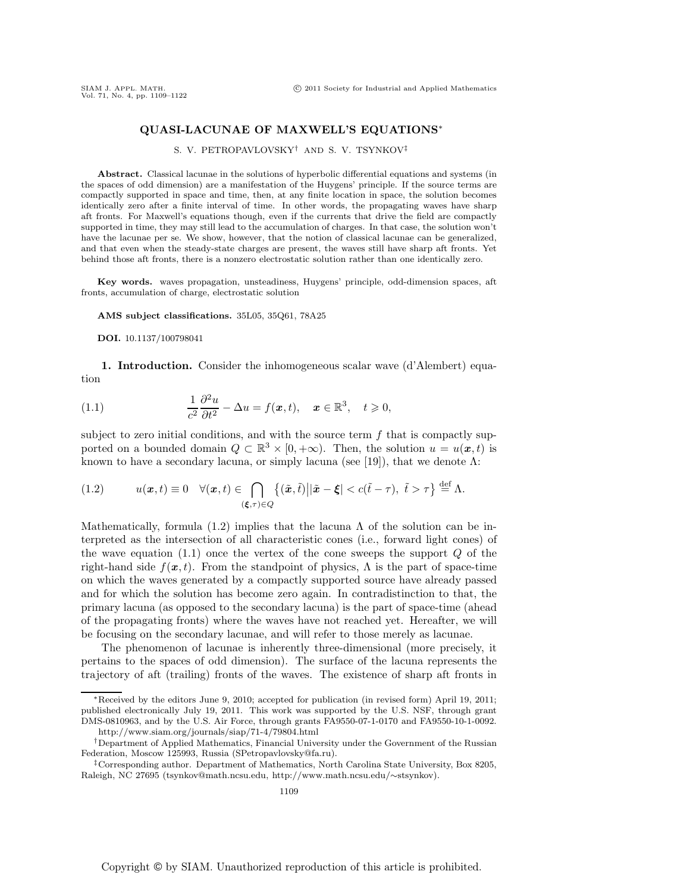# QUASI-LACUNAE OF MAXWELL'S EQUATIONS*

S. V. PETROPAVLOVSKY[†] AND S. V. TSYNKOV[‡]

**Abstract.** Classical lacunae in the solutions of hyperbolic differential equations and systems (in the spaces of odd dimension) are a manifestation of the Huygens' principle. If the source terms are compactly supported in space and time, then, at any finite location in space, the solution becomes identically zero after a finite interval of time. In other words, the propagating waves have sharp aft fronts. For Maxwell's equations though, even if the currents that drive the field are compactly supported in time, they may still lead to the accumulation of charges. In that case, the solution won't have the lacunae per se. We show, however, that the notion of classical lacunae can be generalized, and that even when the steady-state charges are present, the waves still have sharp aft fronts. Yet behind those aft fronts, there is a nonzero electrostatic solution rather than one identically zero.

**Key words.** waves propagation, unsteadiness, Huygens' principle, odd-dimension spaces, aft fronts, accumulation of charge, electrostatic solution

**AMS subject classifications.** 35L05, 35Q61, 78A25

**DOI.** 10.1137/100798041

## 1. Introduction.

Consider the inhomogeneous scalar wave (d'Alembert) equation

$$\frac{1}{c^2}\frac{\partial^2 u}{\partial t^2} - \Delta u = f(\boldsymbol{x}, t), \quad \boldsymbol{x} \in \mathbb{R}^3, \quad t \geqslant 0, \tag{1.1}$$

subject to zero initial conditions, and with the source term $f$ that is compactly supported on a bounded domain $Q \subset \mathbb{R}^3 \times [0, +\infty)$. Then, the solution $u = u(\boldsymbol{x}, t)$ is known to have a secondary lacuna, or simply lacuna (see [19]), that we denote $\Lambda$:

$$u(\boldsymbol{x}, t) \equiv 0 \quad \forall (\boldsymbol{x}, t) \in \bigcap_{(\boldsymbol{\xi}, \tau) \in Q} \left\{ (\tilde{\boldsymbol{x}}, \tilde{t}) \middle| |\tilde{\boldsymbol{x}} - \boldsymbol{\xi}| < c(\tilde{t} - \tau),\ \tilde{t} > \tau \right\} \stackrel{\text{def}}{=} \Lambda. \tag{1.2}$$

Mathematically, formula (1.2) implies that the lacuna $\Lambda$ of the solution can be interpreted as the intersection of all characteristic cones (i.e., forward light cones) of the wave equation (1.1) once the vertex of the cone sweeps the support $Q$ of the right-hand side $f(\boldsymbol{x}, t)$. From the standpoint of physics, $\Lambda$ is the part of space-time on which the waves generated by a compactly supported source have already passed and for which the solution has become zero again. In contradistinction to that, the primary lacuna (as opposed to the secondary lacuna) is the part of space-time (ahead of the propagating fronts) where the waves have not reached yet. Hereafter, we will be focusing on the secondary lacunae, and will refer to those merely as lacunae.

The phenomenon of lacunae is inherently three-dimensional (more precisely, it pertains to the spaces of odd dimension). The surface of the lacuna represents the trajectory of aft (trailing) fronts of the waves. The existence of sharp aft fronts in

---

*Received by the editors June 9, 2010; accepted for publication (in revised form) April 19, 2011; published electronically July 19, 2011. This work was supported by the U.S. NSF, through grant DMS-0810963, and by the U.S. Air Force, through grants FA9550-07-1-0170 and FA9550-10-1-0092. http://www.siam.org/journals/siap/71-4/79804.html

[†]Department of Applied Mathematics, Financial University under the Government of the Russian Federation, Moscow 125993, Russia (SPetropavlovsky@fa.ru).

[‡]Corresponding author. Department of Mathematics, North Carolina State University, Box 8205, Raleigh, NC 27695 (tsynkov@math.ncsu.edu, http://www.math.ncsu.edu/∼stsynkov).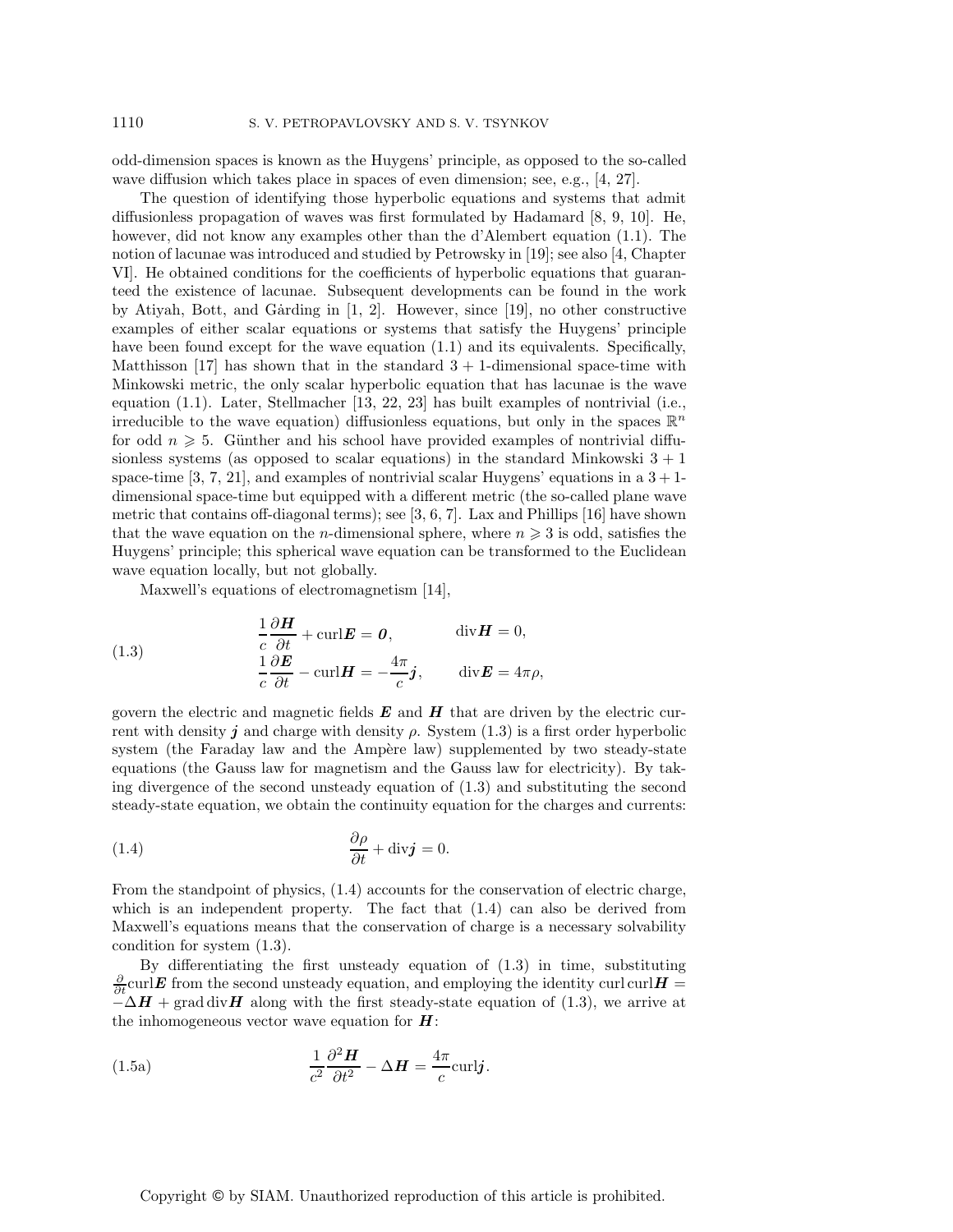odd-dimension spaces is known as the Huygens' principle, as opposed to the so-called wave diffusion which takes place in spaces of even dimension; see, e.g., [4, 27].

The question of identifying those hyperbolic equations and systems that admit diffusionless propagation of waves was first formulated by Hadamard [8, 9, 10]. He, however, did not know any examples other than the d'Alembert equation (1.1). The notion of lacunae was introduced and studied by Petrowsky in [19]; see also [4, Chapter VI]. He obtained conditions for the coefficients of hyperbolic equations that guaranteed the existence of lacunae. Subsequent developments can be found in the work by Atiyah, Bott, and Gårding in [1, 2]. However, since [19], no other constructive examples of either scalar equations or systems that satisfy the Huygens' principle have been found except for the wave equation (1.1) and its equivalents. Specifically, Matthisson [17] has shown that in the standard $3+1$-dimensional space-time with Minkowski metric, the only scalar hyperbolic equation that has lacunae is the wave equation (1.1). Later, Stellmacher [13, 22, 23] has built examples of nontrivial (i.e., irreducible to the wave equation) diffusionless equations, but only in the spaces $\mathbb{R}^n$ for odd $n \geqslant 5$. Günther and his school have provided examples of nontrivial diffusionless systems (as opposed to scalar equations) in the standard Minkowski $3+1$ space-time [3, 7, 21], and examples of nontrivial scalar Huygens' equations in a $3+1$-dimensional space-time but equipped with a different metric (the so-called plane wave metric that contains off-diagonal terms); see [3, 6, 7]. Lax and Phillips [16] have shown that the wave equation on the $n$-dimensional sphere, where $n \geqslant 3$ is odd, satisfies the Huygens' principle; this spherical wave equation can be transformed to the Euclidean wave equation locally, but not globally.

Maxwell's equations of electromagnetism [14],

$$
\begin{aligned}
&\frac{1}{c}\frac{\partial \boldsymbol{H}}{\partial t} + \operatorname{curl}\boldsymbol{E} = \boldsymbol{0}, \qquad && \operatorname{div}\boldsymbol{H} = 0,\\
&\frac{1}{c}\frac{\partial \boldsymbol{E}}{\partial t} - \operatorname{curl}\boldsymbol{H} = -\frac{4\pi}{c}\boldsymbol{j}, \qquad && \operatorname{div}\boldsymbol{E} = 4\pi\rho,
\end{aligned}
\tag{1.3}
$$

govern the electric and magnetic fields $\boldsymbol{E}$ and $\boldsymbol{H}$ that are driven by the electric current with density $\boldsymbol{j}$ and charge with density $\rho$. System (1.3) is a first order hyperbolic system (the Faraday law and the Ampère law) supplemented by two steady-state equations (the Gauss law for magnetism and the Gauss law for electricity). By taking divergence of the second unsteady equation of (1.3) and substituting the second steady-state equation, we obtain the continuity equation for the charges and currents:

$$
\frac{\partial \rho}{\partial t} + \operatorname{div}\boldsymbol{j} = 0. \tag{1.4}
$$

From the standpoint of physics, (1.4) accounts for the conservation of electric charge, which is an independent property. The fact that (1.4) can also be derived from Maxwell's equations means that the conservation of charge is a necessary solvability condition for system (1.3).

By differentiating the first unsteady equation of (1.3) in time, substituting $\frac{\partial}{\partial t}\operatorname{curl}\boldsymbol{E}$ from the second unsteady equation, and employing the identity $\operatorname{curl}\operatorname{curl}\boldsymbol{H} = -\Delta\boldsymbol{H} + \operatorname{grad}\operatorname{div}\boldsymbol{H}$ along with the first steady-state equation of (1.3), we arrive at the inhomogeneous vector wave equation for $\boldsymbol{H}$:

$$
\frac{1}{c^2}\frac{\partial^2 \boldsymbol{H}}{\partial t^2} - \Delta\boldsymbol{H} = \frac{4\pi}{c}\operatorname{curl}\boldsymbol{j}. \tag{1.5a}
$$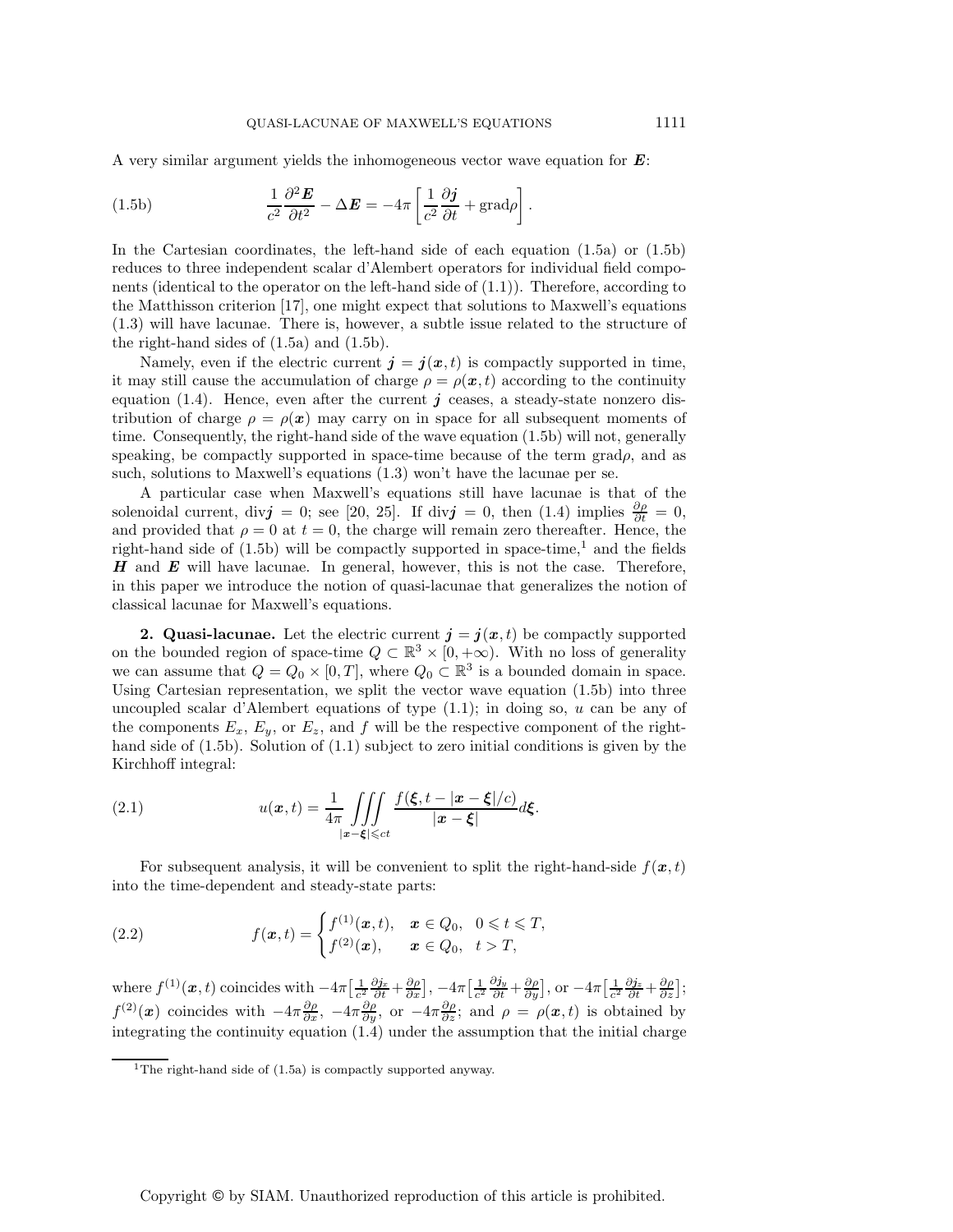A very similar argument yields the inhomogeneous vector wave equation for $\boldsymbol{E}$:

$$\frac{1}{c^2}\frac{\partial^2 \boldsymbol{E}}{\partial t^2} - \Delta \boldsymbol{E} = -4\pi \left[ \frac{1}{c^2}\frac{\partial \boldsymbol{j}}{\partial t} + \text{grad}\rho \right]. \tag{1.5b}$$

In the Cartesian coordinates, the left-hand side of each equation (1.5a) or (1.5b) reduces to three independent scalar d'Alembert operators for individual field components (identical to the operator on the left-hand side of (1.1)). Therefore, according to the Matthisson criterion [17], one might expect that solutions to Maxwell's equations (1.3) will have lacunae. There is, however, a subtle issue related to the structure of the right-hand sides of (1.5a) and (1.5b).

Namely, even if the electric current $\boldsymbol{j} = \boldsymbol{j}(\boldsymbol{x}, t)$ is compactly supported in time, it may still cause the accumulation of charge $\rho = \rho(\boldsymbol{x}, t)$ according to the continuity equation (1.4). Hence, even after the current $\boldsymbol{j}$ ceases, a steady-state nonzero distribution of charge $\rho = \rho(\boldsymbol{x})$ may carry on in space for all subsequent moments of time. Consequently, the right-hand side of the wave equation (1.5b) will not, generally speaking, be compactly supported in space-time because of the term grad$\rho$, and as such, solutions to Maxwell's equations (1.3) won't have the lacunae per se.

A particular case when Maxwell's equations still have lacunae is that of the solenoidal current, div$\boldsymbol{j} = 0$; see [20, 25]. If div$\boldsymbol{j} = 0$, then (1.4) implies $\frac{\partial \rho}{\partial t} = 0$, and provided that $\rho = 0$ at $t = 0$, the charge will remain zero thereafter. Hence, the right-hand side of (1.5b) will be compactly supported in space-time,[1] and the fields $\boldsymbol{H}$ and $\boldsymbol{E}$ will have lacunae. In general, however, this is not the case. Therefore, in this paper we introduce the notion of quasi-lacunae that generalizes the notion of classical lacunae for Maxwell's equations.

## 2. Quasi-lacunae.

Let the electric current $\boldsymbol{j} = \boldsymbol{j}(\boldsymbol{x}, t)$ be compactly supported on the bounded region of space-time $Q \subset \mathbb{R}^3 \times [0, +\infty)$. With no loss of generality we can assume that $Q = Q_0 \times [0, T]$, where $Q_0 \subset \mathbb{R}^3$ is a bounded domain in space. Using Cartesian representation, we split the vector wave equation (1.5b) into three uncoupled scalar d'Alembert equations of type (1.1); in doing so, $u$ can be any of the components $E_x$, $E_y$, or $E_z$, and $f$ will be the respective component of the right-hand side of (1.5b). Solution of (1.1) subject to zero initial conditions is given by the Kirchhoff integral:

$$u(\boldsymbol{x}, t) = \frac{1}{4\pi} \iiint\limits_{|\boldsymbol{x}-\boldsymbol{\xi}| \leqslant ct} \frac{f(\boldsymbol{\xi}, t - |\boldsymbol{x} - \boldsymbol{\xi}|/c)}{|\boldsymbol{x} - \boldsymbol{\xi}|} d\boldsymbol{\xi}. \tag{2.1}$$

For subsequent analysis, it will be convenient to split the right-hand-side $f(\boldsymbol{x}, t)$ into the time-dependent and steady-state parts:

$$f(\boldsymbol{x}, t) = \begin{cases} f^{(1)}(\boldsymbol{x}, t), & \boldsymbol{x} \in Q_0, \quad 0 \leqslant t \leqslant T, \\ f^{(2)}(\boldsymbol{x}), & \boldsymbol{x} \in Q_0, \quad t > T, \end{cases} \tag{2.2}$$

where $f^{(1)}(\boldsymbol{x}, t)$ coincides with $-4\pi\left[\frac{1}{c^2}\frac{\partial j_x}{\partial t} + \frac{\partial \rho}{\partial x}\right]$, $-4\pi\left[\frac{1}{c^2}\frac{\partial j_y}{\partial t} + \frac{\partial \rho}{\partial y}\right]$, or $-4\pi\left[\frac{1}{c^2}\frac{\partial j_z}{\partial t} + \frac{\partial \rho}{\partial z}\right]$; $f^{(2)}(\boldsymbol{x})$ coincides with $-4\pi\frac{\partial \rho}{\partial x}$, $-4\pi\frac{\partial \rho}{\partial y}$, or $-4\pi\frac{\partial \rho}{\partial z}$; and $\rho = \rho(\boldsymbol{x}, t)$ is obtained by integrating the continuity equation (1.4) under the assumption that the initial charge

[1] The right-hand side of (1.5a) is compactly supported anyway.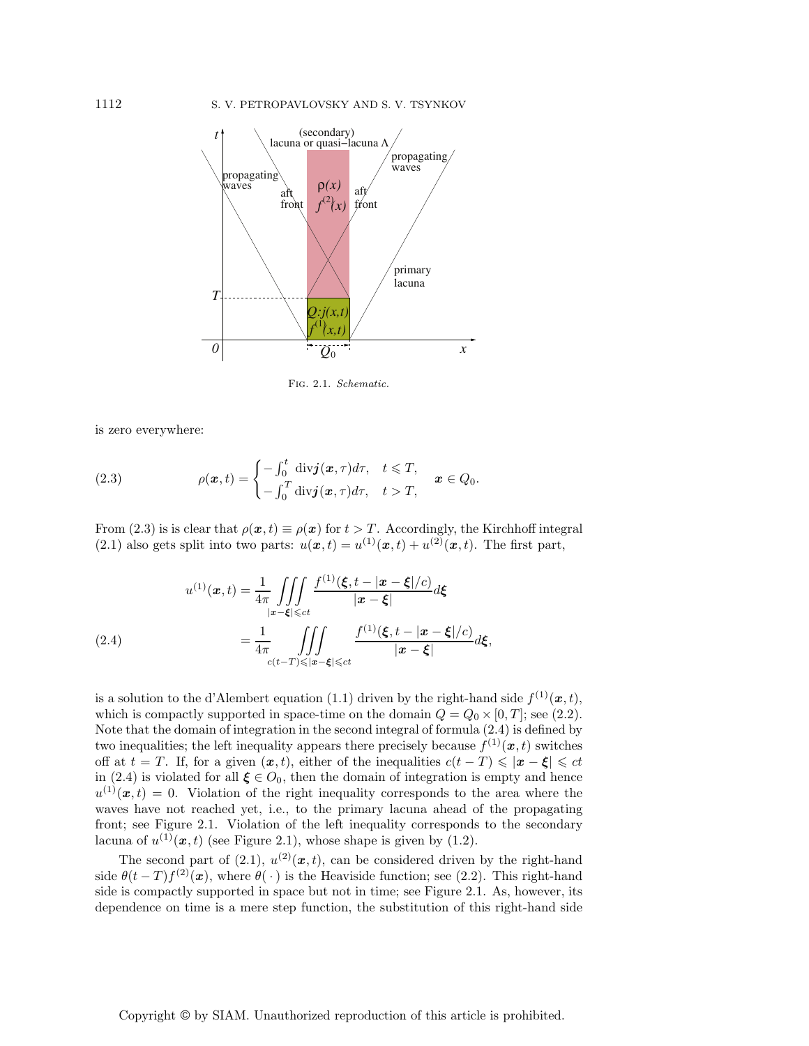Fig. 2.1. *Schematic.*

is zero everywhere:

$$\rho(\boldsymbol{x},t) = \begin{cases} -\int_0^t \operatorname{div}\boldsymbol{j}(\boldsymbol{x},\tau)d\tau, & t \leqslant T, \\ -\int_0^T \operatorname{div}\boldsymbol{j}(\boldsymbol{x},\tau)d\tau, & t > T, \end{cases} \quad \boldsymbol{x} \in Q_0. \tag{2.3}$$

From (2.3) is is clear that $\rho(\boldsymbol{x},t) \equiv \rho(\boldsymbol{x})$ for $t > T$. Accordingly, the Kirchhoff integral (2.1) also gets split into two parts: $u(\boldsymbol{x},t) = u^{(1)}(\boldsymbol{x},t) + u^{(2)}(\boldsymbol{x},t)$. The first part,

$$\begin{aligned} u^{(1)}(\boldsymbol{x},t) &= \frac{1}{4\pi} \iiint\limits_{|\boldsymbol{x}-\boldsymbol{\xi}|\leqslant ct} \frac{f^{(1)}(\boldsymbol{\xi}, t - |\boldsymbol{x}-\boldsymbol{\xi}|/c)}{|\boldsymbol{x}-\boldsymbol{\xi}|} d\boldsymbol{\xi} \\ &= \frac{1}{4\pi} \iiint\limits_{c(t-T)\leqslant|\boldsymbol{x}-\boldsymbol{\xi}|\leqslant ct} \frac{f^{(1)}(\boldsymbol{\xi}, t - |\boldsymbol{x}-\boldsymbol{\xi}|/c)}{|\boldsymbol{x}-\boldsymbol{\xi}|} d\boldsymbol{\xi}, \end{aligned} \tag{2.4}$$

is a solution to the d'Alembert equation (1.1) driven by the right-hand side $f^{(1)}(\boldsymbol{x},t)$, which is compactly supported in space-time on the domain $Q = Q_0 \times [0,T]$; see (2.2). Note that the domain of integration in the second integral of formula (2.4) is defined by two inequalities; the left inequality appears there precisely because $f^{(1)}(\boldsymbol{x},t)$ switches off at $t = T$. If, for a given $(\boldsymbol{x},t)$, either of the inequalities $c(t-T) \leqslant |\boldsymbol{x}-\boldsymbol{\xi}| \leqslant ct$ in (2.4) is violated for all $\boldsymbol{\xi} \in O_0$, then the domain of integration is empty and hence $u^{(1)}(\boldsymbol{x},t) = 0$. Violation of the right inequality corresponds to the area where the waves have not reached yet, i.e., to the primary lacuna ahead of the propagating front; see Figure 2.1. Violation of the left inequality corresponds to the secondary lacuna of $u^{(1)}(\boldsymbol{x},t)$ (see Figure 2.1), whose shape is given by (1.2).

The second part of (2.1), $u^{(2)}(\boldsymbol{x},t)$, can be considered driven by the right-hand side $\theta(t-T)f^{(2)}(\boldsymbol{x})$, where $\theta(\,\cdot\,)$ is the Heaviside function; see (2.2). This right-hand side is compactly supported in space but not in time; see Figure 2.1. As, however, its dependence on time is a mere step function, the substitution of this right-hand side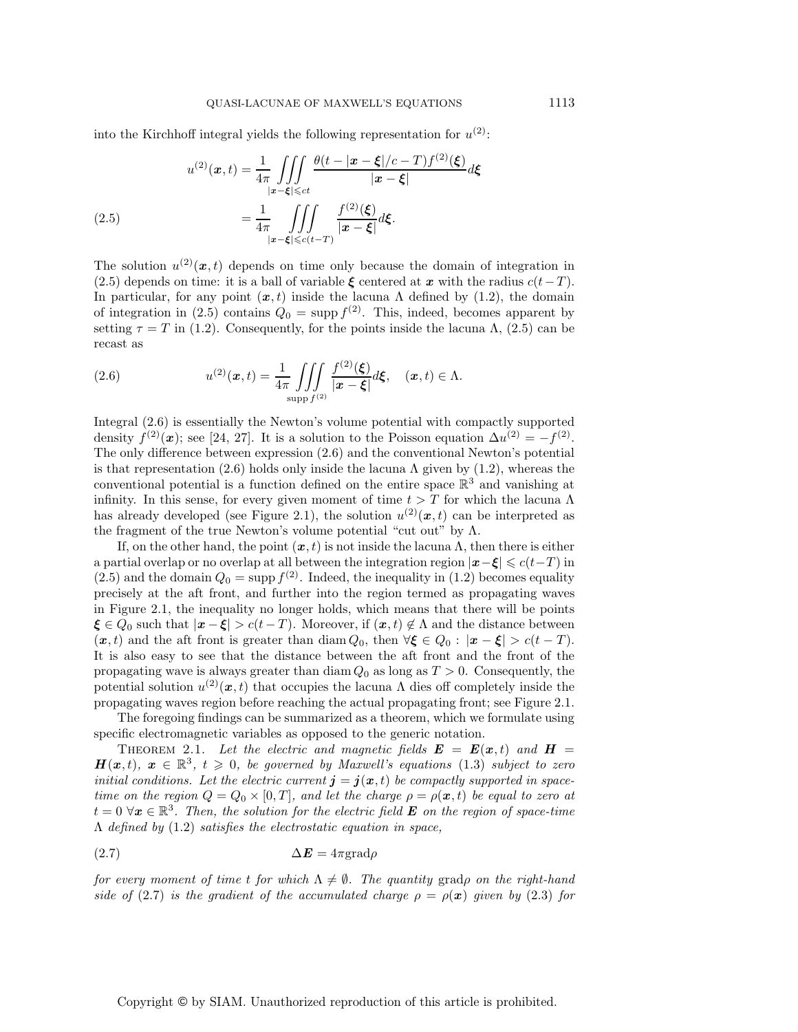into the Kirchhoff integral yields the following representation for $u^{(2)}$:

$$
\begin{aligned}
u^{(2)}(\boldsymbol{x},t) &= \frac{1}{4\pi} \iiint\limits_{|\boldsymbol{x}-\boldsymbol{\xi}|\leqslant ct} \frac{\theta(t-|\boldsymbol{x}-\boldsymbol{\xi}|/c-T) f^{(2)}(\boldsymbol{\xi})}{|\boldsymbol{x}-\boldsymbol{\xi}|} d\boldsymbol{\xi} \\
&= \frac{1}{4\pi} \iiint\limits_{|\boldsymbol{x}-\boldsymbol{\xi}|\leqslant c(t-T)} \frac{f^{(2)}(\boldsymbol{\xi})}{|\boldsymbol{x}-\boldsymbol{\xi}|} d\boldsymbol{\xi}.
\end{aligned}
\tag{2.5}
$$

The solution $u^{(2)}(\boldsymbol{x},t)$ depends on time only because the domain of integration in (2.5) depends on time: it is a ball of variable $\boldsymbol{\xi}$ centered at $\boldsymbol{x}$ with the radius $c(t-T)$. In particular, for any point $(\boldsymbol{x},t)$ inside the lacuna $\Lambda$ defined by (1.2), the domain of integration in (2.5) contains $Q_0 = \operatorname{supp} f^{(2)}$. This, indeed, becomes apparent by setting $\tau = T$ in (1.2). Consequently, for the points inside the lacuna $\Lambda$, (2.5) can be recast as

$$
u^{(2)}(\boldsymbol{x},t) = \frac{1}{4\pi} \iiint\limits_{\operatorname{supp} f^{(2)}} \frac{f^{(2)}(\boldsymbol{\xi})}{|\boldsymbol{x}-\boldsymbol{\xi}|} d\boldsymbol{\xi}, \quad (\boldsymbol{x},t) \in \Lambda.
\tag{2.6}
$$

Integral (2.6) is essentially the Newton's volume potential with compactly supported density $f^{(2)}(\boldsymbol{x})$; see [24, 27]. It is a solution to the Poisson equation $\Delta u^{(2)} = -f^{(2)}$. The only difference between expression (2.6) and the conventional Newton's potential is that representation (2.6) holds only inside the lacuna $\Lambda$ given by (1.2), whereas the conventional potential is a function defined on the entire space $\mathbb{R}^3$ and vanishing at infinity. In this sense, for every given moment of time $t > T$ for which the lacuna $\Lambda$ has already developed (see Figure 2.1), the solution $u^{(2)}(\boldsymbol{x},t)$ can be interpreted as the fragment of the true Newton's volume potential "cut out" by $\Lambda$.

If, on the other hand, the point $(\boldsymbol{x},t)$ is not inside the lacuna $\Lambda$, then there is either a partial overlap or no overlap at all between the integration region $|\boldsymbol{x}-\boldsymbol{\xi}| \leqslant c(t-T)$ in (2.5) and the domain $Q_0 = \operatorname{supp} f^{(2)}$. Indeed, the inequality in (1.2) becomes equality precisely at the aft front, and further into the region termed as propagating waves in Figure 2.1, the inequality no longer holds, which means that there will be points $\boldsymbol{\xi} \in Q_0$ such that $|\boldsymbol{x}-\boldsymbol{\xi}| > c(t-T)$. Moreover, if $(\boldsymbol{x},t) \notin \Lambda$ and the distance between $(\boldsymbol{x},t)$ and the aft front is greater than $\operatorname{diam} Q_0$, then $\forall \boldsymbol{\xi} \in Q_0 : |\boldsymbol{x}-\boldsymbol{\xi}| > c(t-T)$. It is also easy to see that the distance between the aft front and the front of the propagating wave is always greater than $\operatorname{diam} Q_0$ as long as $T > 0$. Consequently, the potential solution $u^{(2)}(\boldsymbol{x},t)$ that occupies the lacuna $\Lambda$ dies off completely inside the propagating waves region before reaching the actual propagating front; see Figure 2.1.

The foregoing findings can be summarized as a theorem, which we formulate using specific electromagnetic variables as opposed to the generic notation.

THEOREM 2.1. *Let the electric and magnetic fields $\boldsymbol{E} = \boldsymbol{E}(\boldsymbol{x},t)$ and $\boldsymbol{H} = \boldsymbol{H}(\boldsymbol{x},t)$, $\boldsymbol{x} \in \mathbb{R}^3$, $t \geqslant 0$, be governed by Maxwell's equations* (1.3) *subject to zero initial conditions. Let the electric current $\boldsymbol{j} = \boldsymbol{j}(\boldsymbol{x},t)$ be compactly supported in space-time on the region $Q = Q_0 \times [0,T]$, and let the charge $\rho = \rho(\boldsymbol{x},t)$ be equal to zero at $t = 0$ $\forall \boldsymbol{x} \in \mathbb{R}^3$. Then, the solution for the electric field $\boldsymbol{E}$ on the region of space-time $\Lambda$ defined by* (1.2) *satisfies the electrostatic equation in space,*

$$
\Delta \boldsymbol{E} = 4\pi \operatorname{grad}\rho
\tag{2.7}
$$

*for every moment of time $t$ for which $\Lambda \neq \emptyset$. The quantity* $\operatorname{grad}\rho$ *on the right-hand side of* (2.7) *is the gradient of the accumulated charge $\rho = \rho(\boldsymbol{x})$ given by* (2.3) *for*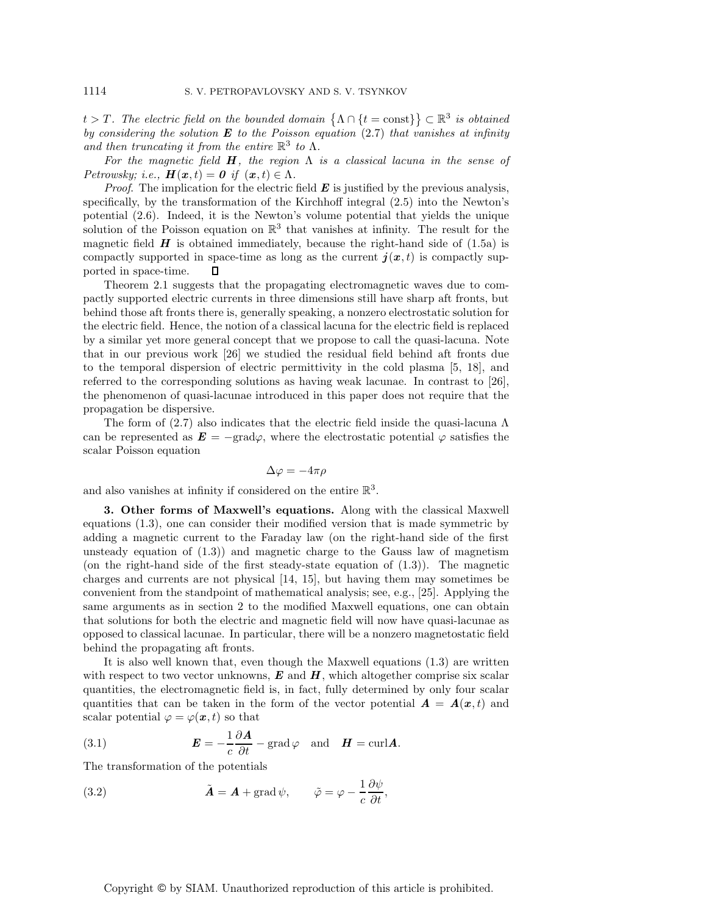*$t > T$. The electric field on the bounded domain $\{\Lambda \cap \{t = \text{const}\}\} \subset \mathbb{R}^3$ is obtained by considering the solution $\boldsymbol{E}$ to the Poisson equation (2.7) that vanishes at infinity and then truncating it from the entire $\mathbb{R}^3$ to $\Lambda$.*

*For the magnetic field $\boldsymbol{H}$, the region $\Lambda$ is a classical lacuna in the sense of Petrowsky; i.e., $\boldsymbol{H}(\boldsymbol{x}, t) = \boldsymbol{0}$ if $(\boldsymbol{x}, t) \in \Lambda$.*

*Proof*. The implication for the electric field $\boldsymbol{E}$ is justified by the previous analysis, specifically, by the transformation of the Kirchhoff integral (2.5) into the Newton's potential (2.6). Indeed, it is the Newton's volume potential that yields the unique solution of the Poisson equation on $\mathbb{R}^3$ that vanishes at infinity. The result for the magnetic field $\boldsymbol{H}$ is obtained immediately, because the right-hand side of (1.5a) is compactly supported in space-time as long as the current $\boldsymbol{j}(\boldsymbol{x}, t)$ is compactly supported in space-time. □

Theorem 2.1 suggests that the propagating electromagnetic waves due to compactly supported electric currents in three dimensions still have sharp aft fronts, but behind those aft fronts there is, generally speaking, a nonzero electrostatic solution for the electric field. Hence, the notion of a classical lacuna for the electric field is replaced by a similar yet more general concept that we propose to call the quasi-lacuna. Note that in our previous work [26] we studied the residual field behind aft fronts due to the temporal dispersion of electric permittivity in the cold plasma [5, 18], and referred to the corresponding solutions as having weak lacunae. In contrast to [26], the phenomenon of quasi-lacunae introduced in this paper does not require that the propagation be dispersive.

The form of (2.7) also indicates that the electric field inside the quasi-lacuna $\Lambda$ can be represented as $\boldsymbol{E} = -\text{grad}\varphi$, where the electrostatic potential $\varphi$ satisfies the scalar Poisson equation

$$\Delta\varphi = -4\pi\rho$$

and also vanishes at infinity if considered on the entire $\mathbb{R}^3$.

## 3. Other forms of Maxwell's equations.

Along with the classical Maxwell equations (1.3), one can consider their modified version that is made symmetric by adding a magnetic current to the Faraday law (on the right-hand side of the first unsteady equation of (1.3)) and magnetic charge to the Gauss law of magnetism (on the right-hand side of the first steady-state equation of (1.3)). The magnetic charges and currents are not physical [14, 15], but having them may sometimes be convenient from the standpoint of mathematical analysis; see, e.g., [25]. Applying the same arguments as in section 2 to the modified Maxwell equations, one can obtain that solutions for both the electric and magnetic field will now have quasi-lacunae as opposed to classical lacunae. In particular, there will be a nonzero magnetostatic field behind the propagating aft fronts.

It is also well known that, even though the Maxwell equations (1.3) are written with respect to two vector unknowns, $\boldsymbol{E}$ and $\boldsymbol{H}$, which altogether comprise six scalar quantities, the electromagnetic field is, in fact, fully determined by only four scalar quantities that can be taken in the form of the vector potential $\boldsymbol{A} = \boldsymbol{A}(\boldsymbol{x}, t)$ and scalar potential $\varphi = \varphi(\boldsymbol{x}, t)$ so that

$$\boldsymbol{E} = -\frac{1}{c}\frac{\partial \boldsymbol{A}}{\partial t} - \text{grad}\,\varphi \quad \text{and} \quad \boldsymbol{H} = \text{curl}\boldsymbol{A}. \tag{3.1}$$

The transformation of the potentials

$$\tilde{\boldsymbol{A}} = \boldsymbol{A} + \text{grad}\,\psi, \qquad \tilde{\varphi} = \varphi - \frac{1}{c}\frac{\partial \psi}{\partial t}, \tag{3.2}$$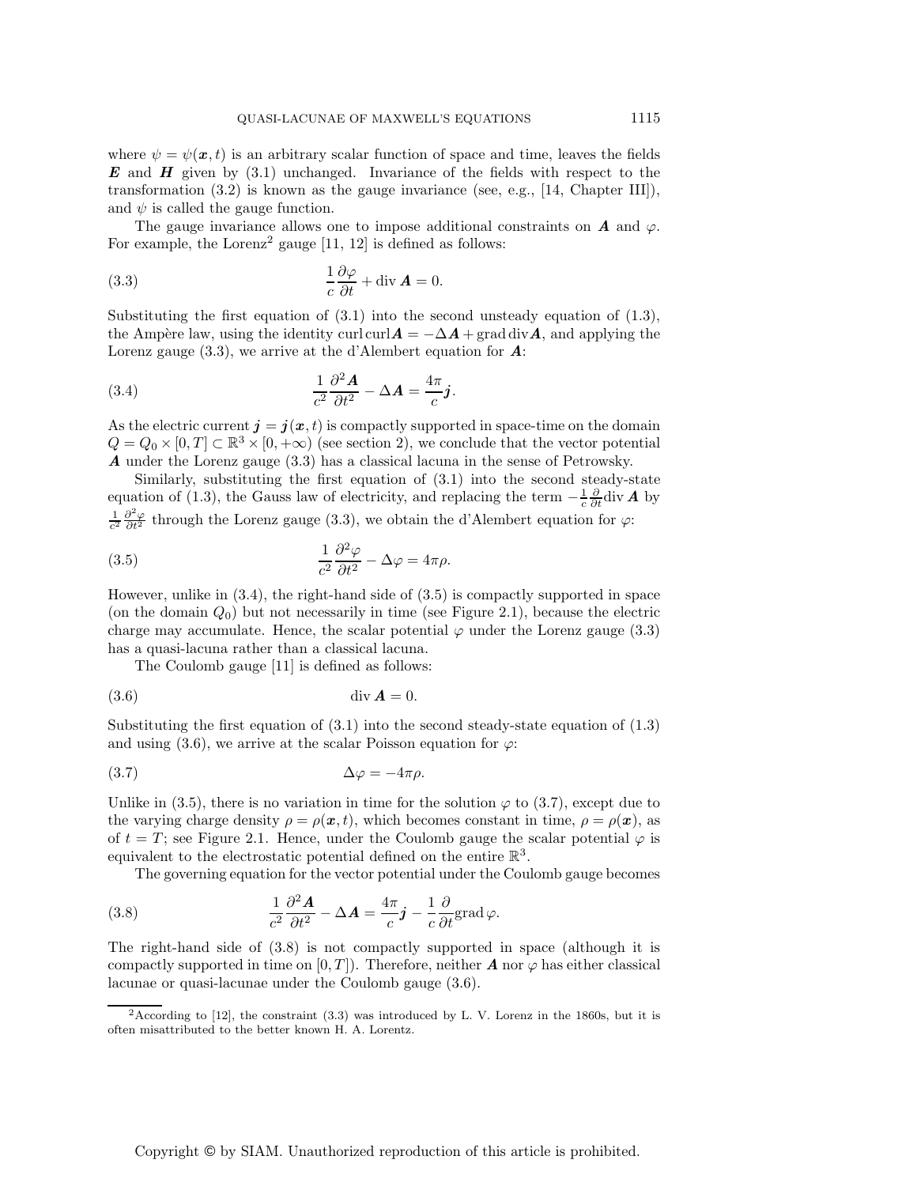where $\psi = \psi(\boldsymbol{x}, t)$ is an arbitrary scalar function of space and time, leaves the fields $\boldsymbol{E}$ and $\boldsymbol{H}$ given by (3.1) unchanged. Invariance of the fields with respect to the transformation (3.2) is known as the gauge invariance (see, e.g., [14, Chapter III]), and $\psi$ is called the gauge function.

The gauge invariance allows one to impose additional constraints on $\boldsymbol{A}$ and $\varphi$. For example, the Lorenz[2] gauge [11, 12] is defined as follows:

$$\frac{1}{c}\frac{\partial \varphi}{\partial t} + \operatorname{div} \boldsymbol{A} = 0. \tag{3.3}$$

Substituting the first equation of (3.1) into the second unsteady equation of (1.3), the Ampère law, using the identity $\operatorname{curl}\operatorname{curl}\boldsymbol{A} = -\Delta \boldsymbol{A} + \operatorname{grad}\operatorname{div}\boldsymbol{A}$, and applying the Lorenz gauge (3.3), we arrive at the d'Alembert equation for $\boldsymbol{A}$:

$$\frac{1}{c^2}\frac{\partial^2 \boldsymbol{A}}{\partial t^2} - \Delta \boldsymbol{A} = \frac{4\pi}{c}\boldsymbol{j}. \tag{3.4}$$

As the electric current $\boldsymbol{j} = \boldsymbol{j}(\boldsymbol{x}, t)$ is compactly supported in space-time on the domain $Q = Q_0 \times [0, T] \subset \mathbb{R}^3 \times [0, +\infty)$ (see section 2), we conclude that the vector potential $\boldsymbol{A}$ under the Lorenz gauge (3.3) has a classical lacuna in the sense of Petrowsky.

Similarly, substituting the first equation of (3.1) into the second steady-state equation of (1.3), the Gauss law of electricity, and replacing the term $-\frac{1}{c}\frac{\partial}{\partial t}\operatorname{div}\boldsymbol{A}$ by $\frac{1}{c^2}\frac{\partial^2 \varphi}{\partial t^2}$ through the Lorenz gauge (3.3), we obtain the d'Alembert equation for $\varphi$:

$$\frac{1}{c^2}\frac{\partial^2 \varphi}{\partial t^2} - \Delta \varphi = 4\pi\rho. \tag{3.5}$$

However, unlike in (3.4), the right-hand side of (3.5) is compactly supported in space (on the domain $Q_0$) but not necessarily in time (see Figure 2.1), because the electric charge may accumulate. Hence, the scalar potential $\varphi$ under the Lorenz gauge (3.3) has a quasi-lacuna rather than a classical lacuna.

The Coulomb gauge [11] is defined as follows:

$$\operatorname{div} \boldsymbol{A} = 0. \tag{3.6}$$

Substituting the first equation of (3.1) into the second steady-state equation of (1.3) and using (3.6), we arrive at the scalar Poisson equation for $\varphi$:

$$\Delta \varphi = -4\pi\rho. \tag{3.7}$$

Unlike in (3.5), there is no variation in time for the solution $\varphi$ to (3.7), except due to the varying charge density $\rho = \rho(\boldsymbol{x}, t)$, which becomes constant in time, $\rho = \rho(\boldsymbol{x})$, as of $t = T$; see Figure 2.1. Hence, under the Coulomb gauge the scalar potential $\varphi$ is equivalent to the electrostatic potential defined on the entire $\mathbb{R}^3$.

The governing equation for the vector potential under the Coulomb gauge becomes

$$\frac{1}{c^2}\frac{\partial^2 \boldsymbol{A}}{\partial t^2} - \Delta \boldsymbol{A} = \frac{4\pi}{c}\boldsymbol{j} - \frac{1}{c}\frac{\partial}{\partial t}\operatorname{grad}\varphi. \tag{3.8}$$

The right-hand side of (3.8) is not compactly supported in space (although it is compactly supported in time on $[0, T]$). Therefore, neither $\boldsymbol{A}$ nor $\varphi$ has either classical lacunae or quasi-lacunae under the Coulomb gauge (3.6).

---

[2] According to [12], the constraint (3.3) was introduced by L. V. Lorenz in the 1860s, but it is often misattributed to the better known H. A. Lorentz.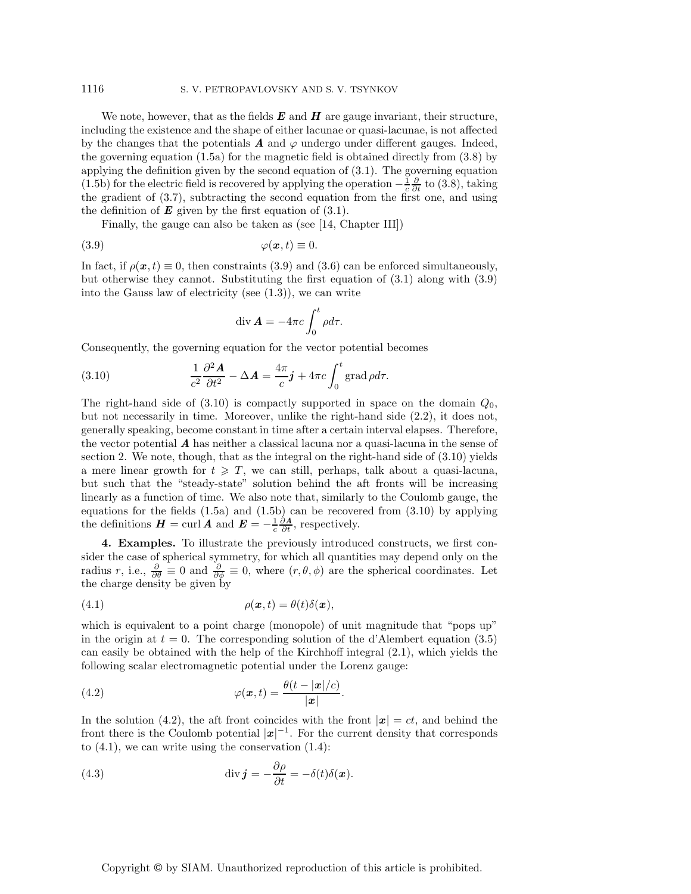We note, however, that as the fields $\boldsymbol{E}$ and $\boldsymbol{H}$ are gauge invariant, their structure, including the existence and the shape of either lacunae or quasi-lacunae, is not affected by the changes that the potentials $\boldsymbol{A}$ and $\varphi$ undergo under different gauges. Indeed, the governing equation (1.5a) for the magnetic field is obtained directly from (3.8) by applying the definition given by the second equation of (3.1). The governing equation (1.5b) for the electric field is recovered by applying the operation $-\frac{1}{c}\frac{\partial}{\partial t}$ to (3.8), taking the gradient of (3.7), subtracting the second equation from the first one, and using the definition of $\boldsymbol{E}$ given by the first equation of (3.1).

Finally, the gauge can also be taken as (see [14, Chapter III])

$$\varphi(\boldsymbol{x}, t) \equiv 0. \tag{3.9}$$

In fact, if $\rho(\boldsymbol{x}, t) \equiv 0$, then constraints (3.9) and (3.6) can be enforced simultaneously, but otherwise they cannot. Substituting the first equation of (3.1) along with (3.9) into the Gauss law of electricity (see (1.3)), we can write

$$\operatorname{div} \boldsymbol{A} = -4\pi c \int_0^t \rho d\tau.$$

Consequently, the governing equation for the vector potential becomes

$$\frac{1}{c^2}\frac{\partial^2 \boldsymbol{A}}{\partial t^2} - \Delta \boldsymbol{A} = \frac{4\pi}{c}\boldsymbol{j} + 4\pi c \int_0^t \operatorname{grad} \rho d\tau. \tag{3.10}$$

The right-hand side of (3.10) is compactly supported in space on the domain $Q_0$, but not necessarily in time. Moreover, unlike the right-hand side (2.2), it does not, generally speaking, become constant in time after a certain interval elapses. Therefore, the vector potential $\boldsymbol{A}$ has neither a classical lacuna nor a quasi-lacuna in the sense of section 2. We note, though, that as the integral on the right-hand side of (3.10) yields a mere linear growth for $t \geqslant T$, we can still, perhaps, talk about a quasi-lacuna, but such that the "steady-state" solution behind the aft fronts will be increasing linearly as a function of time. We also note that, similarly to the Coulomb gauge, the equations for the fields (1.5a) and (1.5b) can be recovered from (3.10) by applying the definitions $\boldsymbol{H} = \operatorname{curl} \boldsymbol{A}$ and $\boldsymbol{E} = -\frac{1}{c}\frac{\partial \boldsymbol{A}}{\partial t}$, respectively.

**4. Examples.** To illustrate the previously introduced constructs, we first consider the case of spherical symmetry, for which all quantities may depend only on the radius $r$, i.e., $\frac{\partial}{\partial \theta} \equiv 0$ and $\frac{\partial}{\partial \phi} \equiv 0$, where $(r, \theta, \phi)$ are the spherical coordinates. Let the charge density be given by

$$\rho(\boldsymbol{x}, t) = \theta(t)\delta(\boldsymbol{x}), \tag{4.1}$$

which is equivalent to a point charge (monopole) of unit magnitude that "pops up" in the origin at $t = 0$. The corresponding solution of the d'Alembert equation (3.5) can easily be obtained with the help of the Kirchhoff integral (2.1), which yields the following scalar electromagnetic potential under the Lorenz gauge:

$$\varphi(\boldsymbol{x}, t) = \frac{\theta(t - |\boldsymbol{x}|/c)}{|\boldsymbol{x}|}. \tag{4.2}$$

In the solution (4.2), the aft front coincides with the front $|\boldsymbol{x}| = ct$, and behind the front there is the Coulomb potential $|\boldsymbol{x}|^{-1}$. For the current density that corresponds to (4.1), we can write using the conservation (1.4):

$$\operatorname{div} \boldsymbol{j} = -\frac{\partial \rho}{\partial t} = -\delta(t)\delta(\boldsymbol{x}). \tag{4.3}$$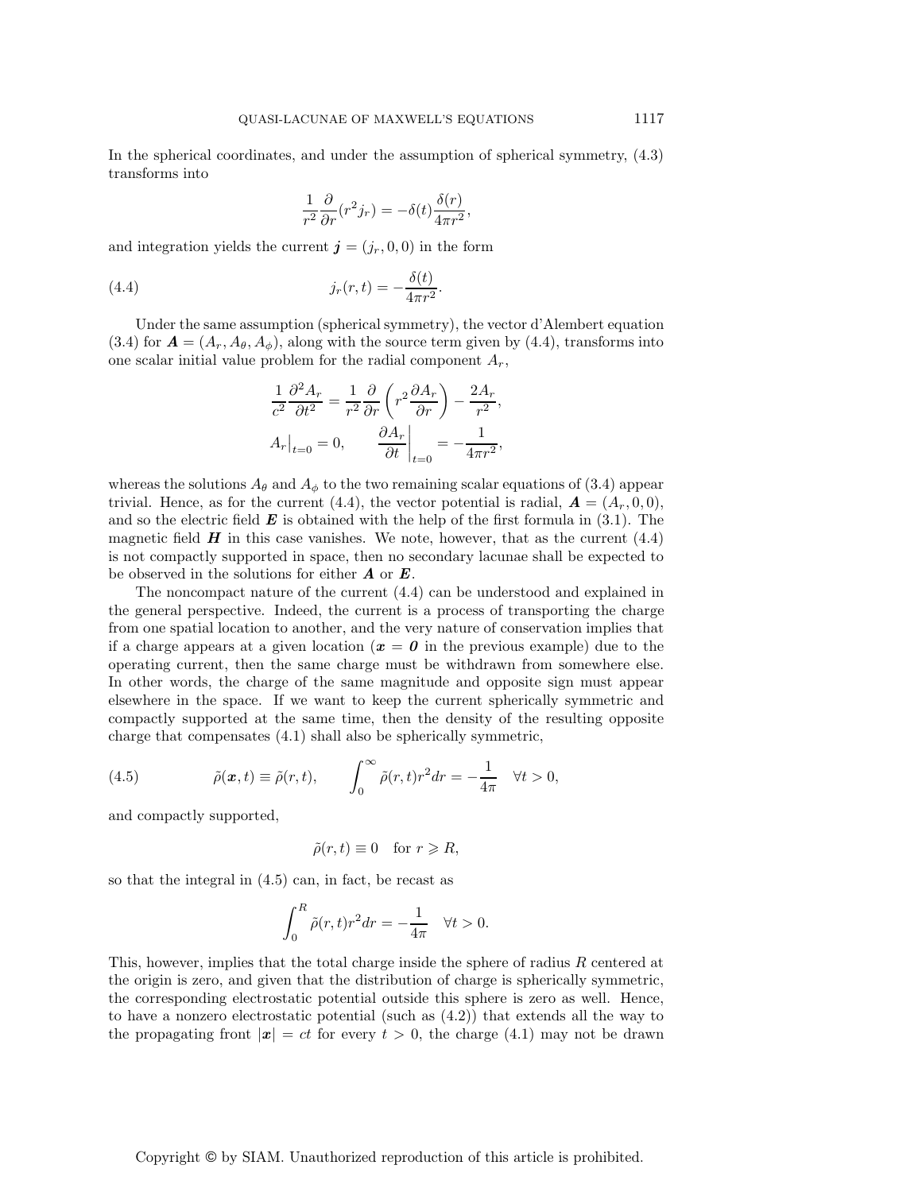In the spherical coordinates, and under the assumption of spherical symmetry, (4.3) transforms into

$$\frac{1}{r^2}\frac{\partial}{\partial r}(r^2 j_r) = -\delta(t)\frac{\delta(r)}{4\pi r^2},$$

and integration yields the current $\boldsymbol{j} = (j_r, 0, 0)$ in the form

$$j_r(r,t) = -\frac{\delta(t)}{4\pi r^2}. \tag{4.4}$$

Under the same assumption (spherical symmetry), the vector d'Alembert equation (3.4) for $\boldsymbol{A} = (A_r, A_\theta, A_\phi)$, along with the source term given by (4.4), transforms into one scalar initial value problem for the radial component $A_r$,

$$\frac{1}{c^2}\frac{\partial^2 A_r}{\partial t^2} = \frac{1}{r^2}\frac{\partial}{\partial r}\left(r^2\frac{\partial A_r}{\partial r}\right) - \frac{2A_r}{r^2},$$

$$A_r\big|_{t=0} = 0, \qquad \left.\frac{\partial A_r}{\partial t}\right|_{t=0} = -\frac{1}{4\pi r^2},$$

whereas the solutions $A_\theta$ and $A_\phi$ to the two remaining scalar equations of (3.4) appear trivial. Hence, as for the current (4.4), the vector potential is radial, $\boldsymbol{A} = (A_r, 0, 0)$, and so the electric field $\boldsymbol{E}$ is obtained with the help of the first formula in (3.1). The magnetic field $\boldsymbol{H}$ in this case vanishes. We note, however, that as the current (4.4) is not compactly supported in space, then no secondary lacunae shall be expected to be observed in the solutions for either $\boldsymbol{A}$ or $\boldsymbol{E}$.

The noncompact nature of the current (4.4) can be understood and explained in the general perspective. Indeed, the current is a process of transporting the charge from one spatial location to another, and the very nature of conservation implies that if a charge appears at a given location ($\boldsymbol{x} = \boldsymbol{0}$ in the previous example) due to the operating current, then the same charge must be withdrawn from somewhere else. In other words, the charge of the same magnitude and opposite sign must appear elsewhere in the space. If we want to keep the current spherically symmetric and compactly supported at the same time, then the density of the resulting opposite charge that compensates (4.1) shall also be spherically symmetric,

$$\tilde{\rho}(\boldsymbol{x},t) \equiv \tilde{\rho}(r,t), \qquad \int_0^\infty \tilde{\rho}(r,t) r^2 dr = -\frac{1}{4\pi} \quad \forall t > 0, \tag{4.5}$$

and compactly supported,

$$\tilde{\rho}(r,t) \equiv 0 \quad \text{for } r \geqslant R,$$

so that the integral in (4.5) can, in fact, be recast as

$$\int_0^R \tilde{\rho}(r,t) r^2 dr = -\frac{1}{4\pi} \quad \forall t > 0.$$

This, however, implies that the total charge inside the sphere of radius $R$ centered at the origin is zero, and given that the distribution of charge is spherically symmetric, the corresponding electrostatic potential outside this sphere is zero as well. Hence, to have a nonzero electrostatic potential (such as (4.2)) that extends all the way to the propagating front $|\boldsymbol{x}| = ct$ for every $t > 0$, the charge (4.1) may not be drawn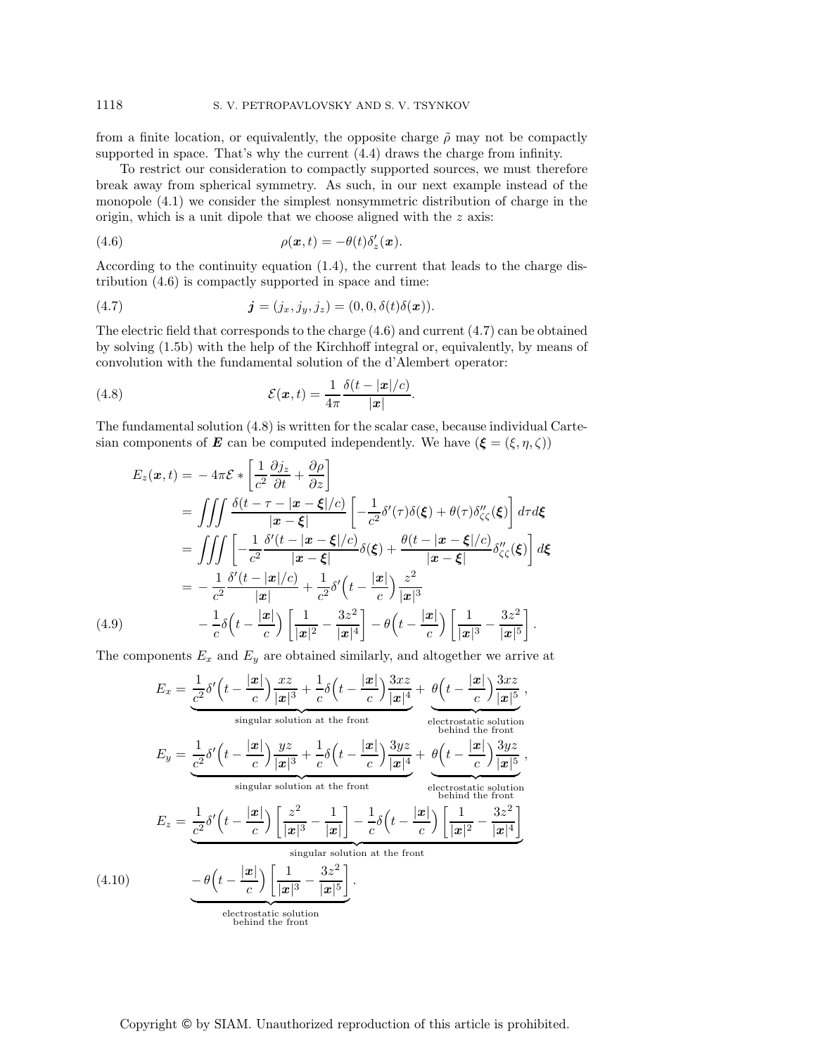from a finite location, or equivalently, the opposite charge $\tilde{\rho}$ may not be compactly supported in space. That's why the current (4.4) draws the charge from infinity.

To restrict our consideration to compactly supported sources, we must therefore break away from spherical symmetry. As such, in our next example instead of the monopole (4.1) we consider the simplest nonsymmetric distribution of charge in the origin, which is a unit dipole that we choose aligned with the $z$ axis:

$$\rho(\boldsymbol{x}, t) = -\theta(t)\delta'_z(\boldsymbol{x}). \tag{4.6}$$

According to the continuity equation (1.4), the current that leads to the charge distribution (4.6) is compactly supported in space and time:

$$\boldsymbol{j} = (j_x, j_y, j_z) = (0, 0, \delta(t)\delta(\boldsymbol{x})). \tag{4.7}$$

The electric field that corresponds to the charge (4.6) and current (4.7) can be obtained by solving (1.5b) with the help of the Kirchhoff integral or, equivalently, by means of convolution with the fundamental solution of the d'Alembert operator:

$$\mathcal{E}(\boldsymbol{x}, t) = \frac{1}{4\pi}\frac{\delta(t - |\boldsymbol{x}|/c)}{|\boldsymbol{x}|}. \tag{4.8}$$

The fundamental solution (4.8) is written for the scalar case, because individual Cartesian components of $\boldsymbol{E}$ can be computed independently. We have ($\boldsymbol{\xi} = (\xi, \eta, \zeta)$)

$$\begin{aligned}
E_z(\boldsymbol{x}, t) &= -4\pi\mathcal{E} * \left[\frac{1}{c^2}\frac{\partial j_z}{\partial t} + \frac{\partial \rho}{\partial z}\right] \\
&= \iiint \frac{\delta(t - \tau - |\boldsymbol{x} - \boldsymbol{\xi}|/c)}{|\boldsymbol{x} - \boldsymbol{\xi}|}\left[-\frac{1}{c^2}\delta'(\tau)\delta(\boldsymbol{\xi}) + \theta(\tau)\delta''_{\zeta\zeta}(\boldsymbol{\xi})\right] d\tau d\boldsymbol{\xi} \\
&= \iiint \left[-\frac{1}{c^2}\frac{\delta'(t - |\boldsymbol{x} - \boldsymbol{\xi}|/c)}{|\boldsymbol{x} - \boldsymbol{\xi}|}\delta(\boldsymbol{\xi}) + \frac{\theta(t - |\boldsymbol{x} - \boldsymbol{\xi}|/c)}{|\boldsymbol{x} - \boldsymbol{\xi}|}\delta''_{\zeta\zeta}(\boldsymbol{\xi})\right] d\boldsymbol{\xi} \\
&= -\frac{1}{c^2}\frac{\delta'(t - |\boldsymbol{x}|/c)}{|\boldsymbol{x}|} + \frac{1}{c^2}\delta'\Big(t - \frac{|\boldsymbol{x}|}{c}\Big)\frac{z^2}{|\boldsymbol{x}|^3} \\
&\quad - \frac{1}{c}\delta\Big(t - \frac{|\boldsymbol{x}|}{c}\Big)\left[\frac{1}{|\boldsymbol{x}|^2} - \frac{3z^2}{|\boldsymbol{x}|^4}\right] - \theta\Big(t - \frac{|\boldsymbol{x}|}{c}\Big)\left[\frac{1}{|\boldsymbol{x}|^3} - \frac{3z^2}{|\boldsymbol{x}|^5}\right].
\end{aligned} \tag{4.9}$$

The components $E_x$ and $E_y$ are obtained similarly, and altogether we arrive at

$$\begin{aligned}
E_x &= \underbrace{\frac{1}{c^2}\delta'\Big(t - \frac{|\boldsymbol{x}|}{c}\Big)\frac{xz}{|\boldsymbol{x}|^3} + \frac{1}{c}\delta\Big(t - \frac{|\boldsymbol{x}|}{c}\Big)\frac{3xz}{|\boldsymbol{x}|^4}}_{\text{singular solution at the front}} + \underbrace{\theta\Big(t - \frac{|\boldsymbol{x}|}{c}\Big)\frac{3xz}{|\boldsymbol{x}|^5}}_{\substack{\text{electrostatic solution}\\ \text{behind the front}}}, \\
E_y &= \underbrace{\frac{1}{c^2}\delta'\Big(t - \frac{|\boldsymbol{x}|}{c}\Big)\frac{yz}{|\boldsymbol{x}|^3} + \frac{1}{c}\delta\Big(t - \frac{|\boldsymbol{x}|}{c}\Big)\frac{3yz}{|\boldsymbol{x}|^4}}_{\text{singular solution at the front}} + \underbrace{\theta\Big(t - \frac{|\boldsymbol{x}|}{c}\Big)\frac{3yz}{|\boldsymbol{x}|^5}}_{\substack{\text{electrostatic solution}\\ \text{behind the front}}}, \\
E_z &= \underbrace{\frac{1}{c^2}\delta'\Big(t - \frac{|\boldsymbol{x}|}{c}\Big)\left[\frac{z^2}{|\boldsymbol{x}|^3} - \frac{1}{|\boldsymbol{x}|}\right] - \frac{1}{c}\delta\Big(t - \frac{|\boldsymbol{x}|}{c}\Big)\left[\frac{1}{|\boldsymbol{x}|^2} - \frac{3z^2}{|\boldsymbol{x}|^4}\right]}_{\text{singular solution at the front}} \\
&\quad \underbrace{-\theta\Big(t - \frac{|\boldsymbol{x}|}{c}\Big)\left[\frac{1}{|\boldsymbol{x}|^3} - \frac{3z^2}{|\boldsymbol{x}|^5}\right]}_{\substack{\text{electrostatic solution}\\ \text{behind the front}}}.
\end{aligned} \tag{4.10}$$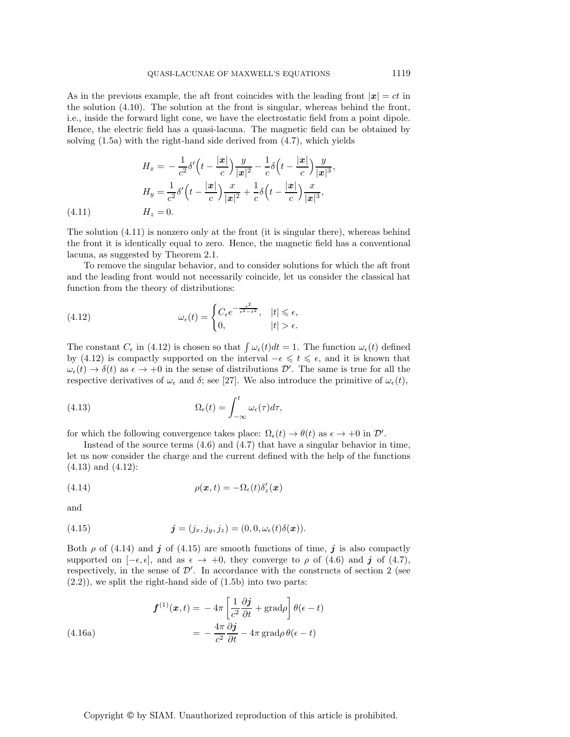As in the previous example, the aft front coincides with the leading front $|\boldsymbol{x}| = ct$ in the solution (4.10). The solution at the front is singular, whereas behind the front, i.e., inside the forward light cone, we have the electrostatic field from a point dipole. Hence, the electric field has a quasi-lacuna. The magnetic field can be obtained by solving (1.5a) with the right-hand side derived from (4.7), which yields

$$
\begin{aligned}
H_x &= -\frac{1}{c^2}\delta'\Big(t - \frac{|\boldsymbol{x}|}{c}\Big)\frac{y}{|\boldsymbol{x}|^2} - \frac{1}{c}\delta\Big(t - \frac{|\boldsymbol{x}|}{c}\Big)\frac{y}{|\boldsymbol{x}|^3},\\
H_y &= \frac{1}{c^2}\delta'\Big(t - \frac{|\boldsymbol{x}|}{c}\Big)\frac{x}{|\boldsymbol{x}|^2} + \frac{1}{c}\delta\Big(t - \frac{|\boldsymbol{x}|}{c}\Big)\frac{x}{|\boldsymbol{x}|^3},\\
H_z &= 0.
\end{aligned}
\tag{4.11}
$$

The solution (4.11) is nonzero only at the front (it is singular there), whereas behind the front it is identically equal to zero. Hence, the magnetic field has a conventional lacuna, as suggested by Theorem 2.1.

To remove the singular behavior, and to consider solutions for which the aft front and the leading front would not necessarily coincide, let us consider the classical hat function from the theory of distributions:

$$
\omega_\epsilon(t) = \begin{cases} C_\epsilon e^{-\frac{\epsilon^2}{\epsilon^2 - t^2}}, & |t| \leqslant \epsilon,\\ 0, & |t| > \epsilon. \end{cases}
\tag{4.12}
$$

The constant $C_\epsilon$ in (4.12) is chosen so that $\int \omega_\epsilon(t)dt = 1$. The function $\omega_\epsilon(t)$ defined by (4.12) is compactly supported on the interval $-\epsilon \leqslant t \leqslant \epsilon$, and it is known that $\omega_\epsilon(t) \to \delta(t)$ as $\epsilon \to +0$ in the sense of distributions $\mathcal{D}'$. The same is true for all the respective derivatives of $\omega_\epsilon$ and $\delta$; see [27]. We also introduce the primitive of $\omega_\epsilon(t)$,

$$
\Omega_\epsilon(t) = \int_{-\infty}^{t} \omega_\epsilon(\tau)d\tau,
\tag{4.13}
$$

for which the following convergence takes place: $\Omega_\epsilon(t) \to \theta(t)$ as $\epsilon \to +0$ in $\mathcal{D}'$.

Instead of the source terms (4.6) and (4.7) that have a singular behavior in time, let us now consider the charge and the current defined with the help of the functions (4.13) and (4.12):

$$
\rho(\boldsymbol{x}, t) = -\Omega_\epsilon(t)\delta_z'(\boldsymbol{x})
\tag{4.14}
$$

and

$$
\boldsymbol{j} = (j_x, j_y, j_z) = (0, 0, \omega_\epsilon(t)\delta(\boldsymbol{x})).
\tag{4.15}
$$

Both $\rho$ of (4.14) and $\boldsymbol{j}$ of (4.15) are smooth functions of time, $\boldsymbol{j}$ is also compactly supported on $[-\epsilon, \epsilon]$, and as $\epsilon \to +0$, they converge to $\rho$ of (4.6) and $\boldsymbol{j}$ of (4.7), respectively, in the sense of $\mathcal{D}'$. In accordance with the constructs of section 2 (see (2.2)), we split the right-hand side of (1.5b) into two parts:

$$
\begin{aligned}
\boldsymbol{f}^{(1)}(\boldsymbol{x}, t) &= -4\pi\left[\frac{1}{c^2}\frac{\partial \boldsymbol{j}}{\partial t} + \operatorname{grad}\rho\right]\theta(\epsilon - t)\\
&= -\frac{4\pi}{c^2}\frac{\partial \boldsymbol{j}}{\partial t} - 4\pi \operatorname{grad}\rho\, \theta(\epsilon - t)
\end{aligned}
\tag{4.16a}
$$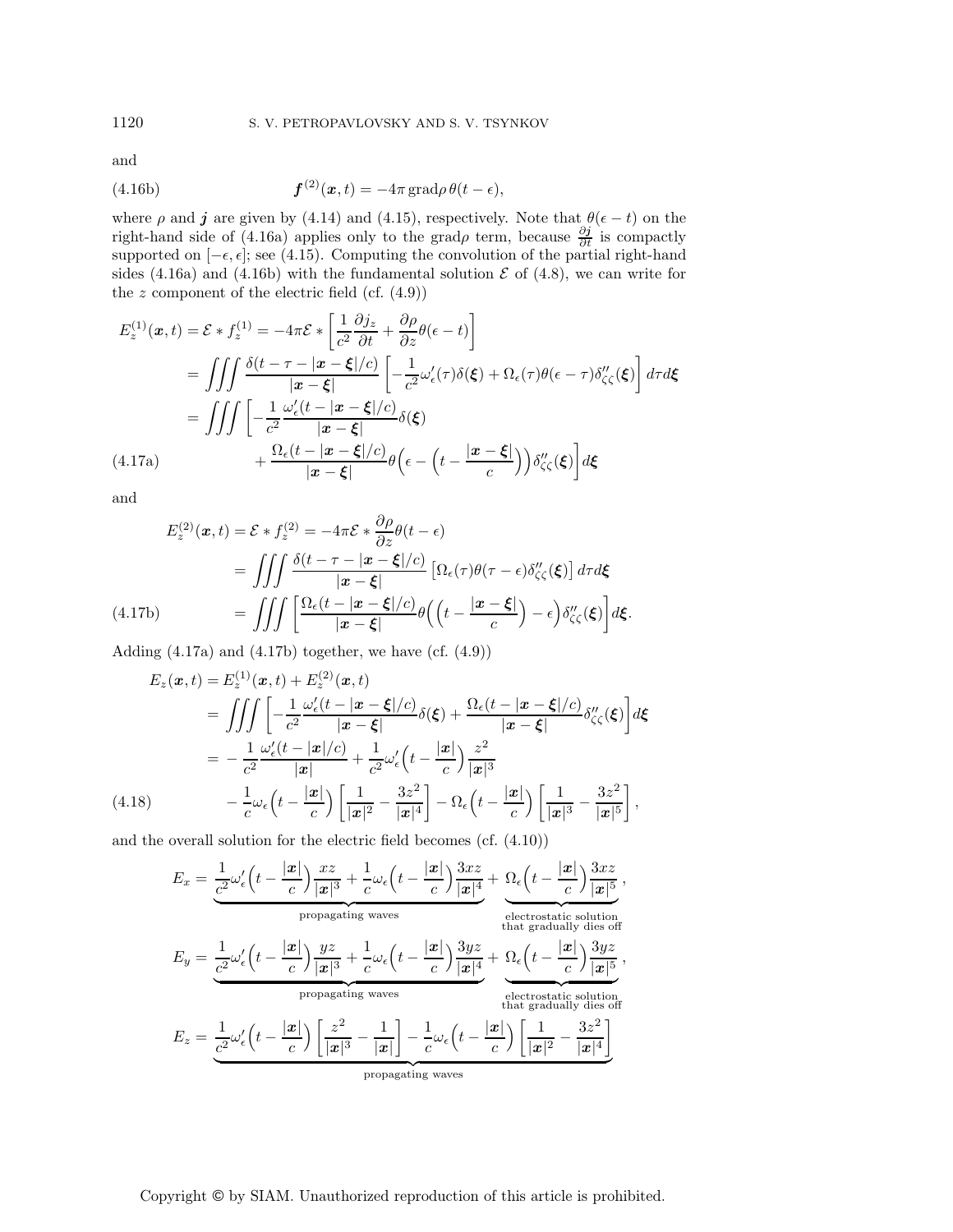and

$$\boldsymbol{f}^{(2)}(\boldsymbol{x},t) = -4\pi \operatorname{grad}\rho \, \theta(t-\epsilon), \tag{4.16b}$$

where $\rho$ and $\boldsymbol{j}$ are given by (4.14) and (4.15), respectively. Note that $\theta(\epsilon - t)$ on the right-hand side of (4.16a) applies only to the grad$\rho$ term, because $\frac{\partial j}{\partial t}$ is compactly supported on $[-\epsilon, \epsilon]$; see (4.15). Computing the convolution of the partial right-hand sides (4.16a) and (4.16b) with the fundamental solution $\mathcal{E}$ of (4.8), we can write for the $z$ component of the electric field (cf. (4.9))

$$\begin{aligned}
E_z^{(1)}(\boldsymbol{x},t) &= \mathcal{E} * f_z^{(1)} = -4\pi \mathcal{E} * \left[ \frac{1}{c^2}\frac{\partial j_z}{\partial t} + \frac{\partial \rho}{\partial z}\theta(\epsilon - t) \right] \\
&= \iiint \frac{\delta(t-\tau-|\boldsymbol{x}-\boldsymbol{\xi}|/c)}{|\boldsymbol{x}-\boldsymbol{\xi}|} \left[ -\frac{1}{c^2}\omega_\epsilon'(\tau)\delta(\boldsymbol{\xi}) + \Omega_\epsilon(\tau)\theta(\epsilon-\tau)\delta_{\zeta\zeta}''(\boldsymbol{\xi}) \right] d\tau d\boldsymbol{\xi} \\
&= \iiint \Bigg[ -\frac{1}{c^2}\frac{\omega_\epsilon'(t-|\boldsymbol{x}-\boldsymbol{\xi}|/c)}{|\boldsymbol{x}-\boldsymbol{\xi}|}\delta(\boldsymbol{\xi}) \\
&\qquad + \frac{\Omega_\epsilon(t-|\boldsymbol{x}-\boldsymbol{\xi}|/c)}{|\boldsymbol{x}-\boldsymbol{\xi}|}\theta\Big(\epsilon - \Big(t - \frac{|\boldsymbol{x}-\boldsymbol{\xi}|}{c}\Big)\Big)\delta_{\zeta\zeta}''(\boldsymbol{\xi}) \Bigg] d\boldsymbol{\xi}
\end{aligned} \tag{4.17a}$$

and

$$\begin{aligned}
E_z^{(2)}(\boldsymbol{x},t) &= \mathcal{E} * f_z^{(2)} = -4\pi \mathcal{E} * \frac{\partial \rho}{\partial z}\theta(t-\epsilon) \\
&= \iiint \frac{\delta(t-\tau-|\boldsymbol{x}-\boldsymbol{\xi}|/c)}{|\boldsymbol{x}-\boldsymbol{\xi}|} \left[ \Omega_\epsilon(\tau)\theta(\tau-\epsilon)\delta_{\zeta\zeta}''(\boldsymbol{\xi}) \right] d\tau d\boldsymbol{\xi} \\
&= \iiint \left[ \frac{\Omega_\epsilon(t-|\boldsymbol{x}-\boldsymbol{\xi}|/c)}{|\boldsymbol{x}-\boldsymbol{\xi}|}\theta\Big(\Big(t - \frac{|\boldsymbol{x}-\boldsymbol{\xi}|}{c}\Big) - \epsilon\Big)\delta_{\zeta\zeta}''(\boldsymbol{\xi}) \right] d\boldsymbol{\xi}.
\end{aligned} \tag{4.17b}$$

Adding (4.17a) and (4.17b) together, we have (cf. (4.9))

$$\begin{aligned}
E_z(\boldsymbol{x},t) &= E_z^{(1)}(\boldsymbol{x},t) + E_z^{(2)}(\boldsymbol{x},t) \\
&= \iiint \left[ -\frac{1}{c^2}\frac{\omega_\epsilon'(t-|\boldsymbol{x}-\boldsymbol{\xi}|/c)}{|\boldsymbol{x}-\boldsymbol{\xi}|}\delta(\boldsymbol{\xi}) + \frac{\Omega_\epsilon(t-|\boldsymbol{x}-\boldsymbol{\xi}|/c)}{|\boldsymbol{x}-\boldsymbol{\xi}|}\delta_{\zeta\zeta}''(\boldsymbol{\xi}) \right] d\boldsymbol{\xi} \\
&= -\frac{1}{c^2}\frac{\omega_\epsilon'(t-|\boldsymbol{x}|/c)}{|\boldsymbol{x}|} + \frac{1}{c^2}\omega_\epsilon'\Big(t-\frac{|\boldsymbol{x}|}{c}\Big)\frac{z^2}{|\boldsymbol{x}|^3} \\
&\quad - \frac{1}{c}\omega_\epsilon\Big(t-\frac{|\boldsymbol{x}|}{c}\Big)\left[\frac{1}{|\boldsymbol{x}|^2} - \frac{3z^2}{|\boldsymbol{x}|^4}\right] - \Omega_\epsilon\Big(t-\frac{|\boldsymbol{x}|}{c}\Big)\left[\frac{1}{|\boldsymbol{x}|^3} - \frac{3z^2}{|\boldsymbol{x}|^5}\right],
\end{aligned} \tag{4.18}$$

and the overall solution for the electric field becomes (cf. (4.10))

$$E_x = \underbrace{\frac{1}{c^2}\omega_\epsilon'\Big(t-\frac{|\boldsymbol{x}|}{c}\Big)\frac{xz}{|\boldsymbol{x}|^3} + \frac{1}{c}\omega_\epsilon\Big(t-\frac{|\boldsymbol{x}|}{c}\Big)\frac{3xz}{|\boldsymbol{x}|^4}}_{\text{propagating waves}} + \underbrace{\Omega_\epsilon\Big(t-\frac{|\boldsymbol{x}|}{c}\Big)\frac{3xz}{|\boldsymbol{x}|^5}}_{\substack{\text{electrostatic solution}\\ \text{that gradually dies off}}},$$

$$E_y = \underbrace{\frac{1}{c^2}\omega_\epsilon'\Big(t-\frac{|\boldsymbol{x}|}{c}\Big)\frac{yz}{|\boldsymbol{x}|^3} + \frac{1}{c}\omega_\epsilon\Big(t-\frac{|\boldsymbol{x}|}{c}\Big)\frac{3yz}{|\boldsymbol{x}|^4}}_{\text{propagating waves}} + \underbrace{\Omega_\epsilon\Big(t-\frac{|\boldsymbol{x}|}{c}\Big)\frac{3yz}{|\boldsymbol{x}|^5}}_{\substack{\text{electrostatic solution}\\ \text{that gradually dies off}}},$$

$$E_z = \underbrace{\frac{1}{c^2}\omega_\epsilon'\Big(t-\frac{|\boldsymbol{x}|}{c}\Big)\left[\frac{z^2}{|\boldsymbol{x}|^3} - \frac{1}{|\boldsymbol{x}|}\right] - \frac{1}{c}\omega_\epsilon\Big(t-\frac{|\boldsymbol{x}|}{c}\Big)\left[\frac{1}{|\boldsymbol{x}|^2} - \frac{3z^2}{|\boldsymbol{x}|^4}\right]}_{\text{propagating waves}}$$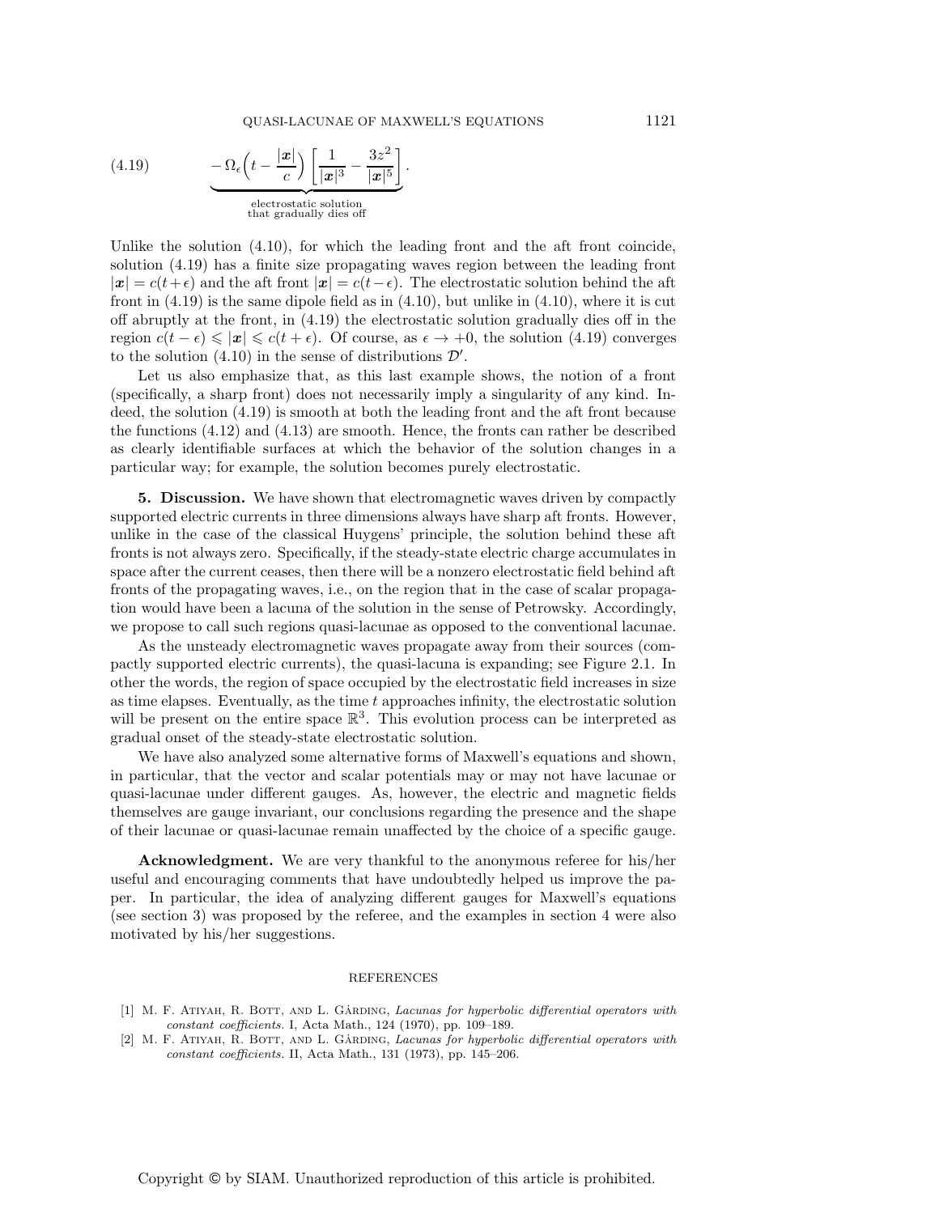$$
-\underbrace{\Omega_\epsilon\Big(t-\frac{|\boldsymbol{x}|}{c}\Big)\left[\frac{1}{|\boldsymbol{x}|^3}-\frac{3z^2}{|\boldsymbol{x}|^5}\right]}_{\substack{\text{electrostatic solution}\\ \text{that gradually dies off}}}. \tag{4.19}
$$

Unlike the solution (4.10), for which the leading front and the aft front coincide, solution (4.19) has a finite size propagating waves region between the leading front $|\boldsymbol{x}| = c(t+\epsilon)$ and the aft front $|\boldsymbol{x}| = c(t-\epsilon)$. The electrostatic solution behind the aft front in (4.19) is the same dipole field as in (4.10), but unlike in (4.10), where it is cut off abruptly at the front, in (4.19) the electrostatic solution gradually dies off in the region $c(t-\epsilon) \leqslant |\boldsymbol{x}| \leqslant c(t+\epsilon)$. Of course, as $\epsilon \to +0$, the solution (4.19) converges to the solution (4.10) in the sense of distributions $\mathcal{D}'$.

Let us also emphasize that, as this last example shows, the notion of a front (specifically, a sharp front) does not necessarily imply a singularity of any kind. Indeed, the solution (4.19) is smooth at both the leading front and the aft front because the functions (4.12) and (4.13) are smooth. Hence, the fronts can rather be described as clearly identifiable surfaces at which the behavior of the solution changes in a particular way; for example, the solution becomes purely electrostatic.

**5. Discussion.** We have shown that electromagnetic waves driven by compactly supported electric currents in three dimensions always have sharp aft fronts. However, unlike in the case of the classical Huygens' principle, the solution behind these aft fronts is not always zero. Specifically, if the steady-state electric charge accumulates in space after the current ceases, then there will be a nonzero electrostatic field behind aft fronts of the propagating waves, i.e., on the region that in the case of scalar propagation would have been a lacuna of the solution in the sense of Petrowsky. Accordingly, we propose to call such regions quasi-lacunae as opposed to the conventional lacunae.

As the unsteady electromagnetic waves propagate away from their sources (compactly supported electric currents), the quasi-lacuna is expanding; see Figure 2.1. In other the words, the region of space occupied by the electrostatic field increases in size as time elapses. Eventually, as the time $t$ approaches infinity, the electrostatic solution will be present on the entire space $\mathbb{R}^3$. This evolution process can be interpreted as gradual onset of the steady-state electrostatic solution.

We have also analyzed some alternative forms of Maxwell's equations and shown, in particular, that the vector and scalar potentials may or may not have lacunae or quasi-lacunae under different gauges. As, however, the electric and magnetic fields themselves are gauge invariant, our conclusions regarding the presence and the shape of their lacunae or quasi-lacunae remain unaffected by the choice of a specific gauge.

**Acknowledgment.** We are very thankful to the anonymous referee for his/her useful and encouraging comments that have undoubtedly helped us improve the paper. In particular, the idea of analyzing different gauges for Maxwell's equations (see section 3) was proposed by the referee, and the examples in section 4 were also motivated by his/her suggestions.

## REFERENCES

[1] M. F. Atiyah, R. Bott, and L. Gårding, *Lacunas for hyperbolic differential operators with constant coefficients*. I, Acta Math., 124 (1970), pp. 109–189.

[2] M. F. Atiyah, R. Bott, and L. Gårding, *Lacunas for hyperbolic differential operators with constant coefficients*. II, Acta Math., 131 (1973), pp. 145–206.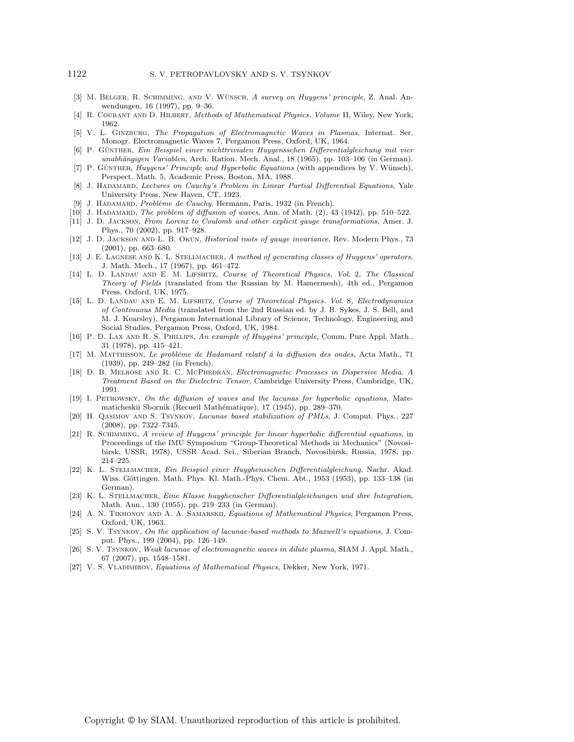[3] M. Belger, R. Schimming, and V. Wünsch, *A survey on Huygens' principle*, Z. Anal. Anwendungen, 16 (1997), pp. 9–36.

[4] R. Courant and D. Hilbert, *Methods of Mathematical Physics. Volume* II, Wiley, New York, 1962.

[5] V. L. Ginzburg, *The Propagation of Electromagnetic Waves in Plasmas*, Internat. Ser. Monogr. Electromagnetic Waves 7, Pergamon Press, Oxford, UK, 1964.

[6] P. Günther, *Ein Beispiel einer nichttrivialen Huygensschen Differentialgleichung mit vier unabhängigen Variablen*, Arch. Ration. Mech. Anal., 18 (1965), pp. 103–106 (in German).

[7] P. Günther, *Huygens' Principle and Hyperbolic Equations* (with appendices by V. Wünsch), Perspect. Math. 5, Academic Press, Boston, MA, 1988.

[8] J. Hadamard, *Lectures on Cauchy's Problem in Linear Partial Differential Equations*, Yale University Press, New Haven, CT, 1923.

[9] J. Hadamard, *Problème de Cauchy*, Hermann, Paris, 1932 (in French).

[10] J. Hadamard, *The problem of diffusion of waves*, Ann. of Math. (2), 43 (1942), pp. 510–522.

[11] J. D. Jackson, *From Lorenz to Coulomb and other explicit gauge transformations*, Amer. J. Phys., 70 (2002), pp. 917–928.

[12] J. D. Jackson and L. B. Okun, *Historical roots of gauge invariance*, Rev. Modern Phys., 73 (2001), pp. 663–680.

[13] J. E. Lagnese and K. L. Stellmacher, *A method of generating classes of Huygens' operators*, J. Math. Mech., 17 (1967), pp. 461–472.

[14] L. D. Landau and E. M. Lifshitz, *Course of Theoretical Physics, Vol.* 2*, The Classical Theory of Fields* (translated from the Russian by M. Hamermesh), 4th ed., Pergamon Press, Oxford, UK, 1975.

[15] L. D. Landau and E. M. Lifshitz, *Course of Theoretical Physics. Vol.* 8*, Electrodynamics of Continuous Media* (translated from the 2nd Russian ed. by J. B. Sykes, J. S. Bell, and M. J. Kearsley), Pergamon International Library of Science, Technology, Engineering and Social Studies, Pergamon Press, Oxford, UK, 1984.

[16] P. D. Lax and R. S. Phillips, *An example of Huygens' principle*, Comm. Pure Appl. Math., 31 (1978), pp. 415–421.

[17] M. Matthisson, *Le probléme de Hadamard relatif á la diffusion des ondes*, Acta Math., 71 (1939), pp. 249–282 (in French).

[18] D. B. Melrose and R. C. McPhedran, *Electromagnetic Processes in Dispersive Media. A Treatment Based on the Dielectric Tensor*, Cambridge University Press, Cambridge, UK, 1991.

[19] I. Petrowsky, *On the diffusion of waves and the lacunas for hyperbolic equations*, Matematicheskii Sbornik (Recueil Mathématique), 17 (1945), pp. 289–370.

[20] H. Qasimov and S. Tsynkov, *Lacunae based stabilization of PMLs*, J. Comput. Phys., 227 (2008), pp. 7322–7345.

[21] R. Schimming, *A review of Huygens' principle for linear hyperbolic differential equations*, in Proceedings of the IMU Symposium "Group-Theoretical Methods in Mechanics" (Novosibirsk, USSR, 1978), USSR Acad. Sci., Siberian Branch, Novosibirsk, Russia, 1978, pp. 214–225.

[22] K. L. Stellmacher, *Ein Beispiel einer Huyghensschen Differentialgleichung*, Nachr. Akad. Wiss. Göttingen. Math. Phys. Kl. Math.-Phys. Chem. Abt., 1953 (1953), pp. 133–138 (in German).

[23] K. L. Stellmacher, *Eine Klasse huyghenscher Differentialgleichungen und ihre Integration*, Math. Ann., 130 (1955), pp. 219–233 (in German).

[24] A. N. Tikhonov and A. A. Samarskii, *Equations of Mathematical Physics*, Pergamon Press, Oxford, UK, 1963.

[25] S. V. Tsynkov, *On the application of lacunae-based methods to Maxwell's equations*, J. Comput. Phys., 199 (2004), pp. 126–149.

[26] S. V. Tsynkov, *Weak lacunae of electromagnetic waves in dilute plasma*, SIAM J. Appl. Math., 67 (2007), pp. 1548–1581.

[27] V. S. Vladimirov, *Equations of Mathematical Physics*, Dekker, New York, 1971.